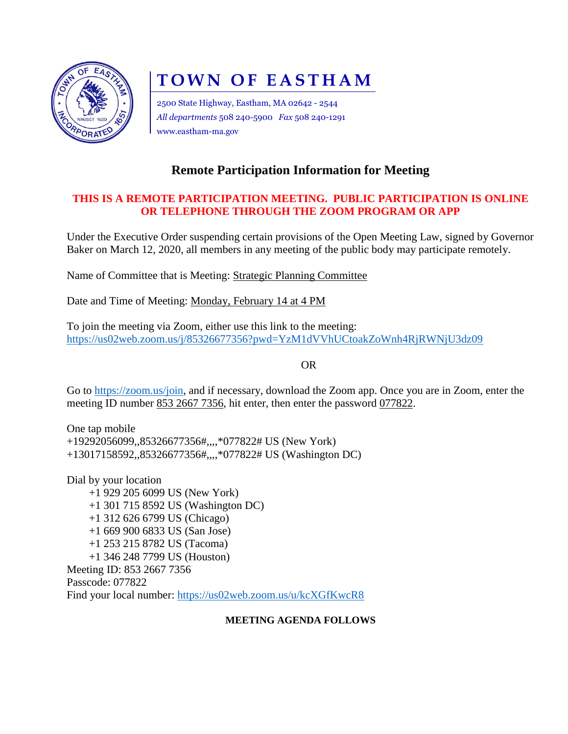# TOWN OF EASTHAM

2500 State Highway, Eastham, MA 02642 - 2544
*All departments* 508 240-5900 *Fax* 508 240-1291
www.eastham-ma.gov

## Remote Participation Information for Meeting

**THIS IS A REMOTE PARTICIPATION MEETING. PUBLIC PARTICIPATION IS ONLINE OR TELEPHONE THROUGH THE ZOOM PROGRAM OR APP**

Under the Executive Order suspending certain provisions of the Open Meeting Law, signed by Governor Baker on March 12, 2020, all members in any meeting of the public body may participate remotely.

Name of Committee that is Meeting: Strategic Planning Committee

Date and Time of Meeting: Monday, February 14 at 4 PM

To join the meeting via Zoom, either use this link to the meeting:
https://us02web.zoom.us/j/85326677356?pwd=YzM1dVVhUCtoakZoWnh4RjRWNjU3dz09

OR

Go to https://zoom.us/join, and if necessary, download the Zoom app. Once you are in Zoom, enter the meeting ID number 853 2667 7356, hit enter, then enter the password 077822.

One tap mobile
+19292056099,,85326677356#,,,,*077822# US (New York)
+13017158592,,85326677356#,,,,*077822# US (Washington DC)

Dial by your location
+1 929 205 6099 US (New York)
+1 301 715 8592 US (Washington DC)
+1 312 626 6799 US (Chicago)
+1 669 900 6833 US (San Jose)
+1 253 215 8782 US (Tacoma)
+1 346 248 7799 US (Houston)
Meeting ID: 853 2667 7356
Passcode: 077822
Find your local number: https://us02web.zoom.us/u/kcXGfKwcR8

**MEETING AGENDA FOLLOWS**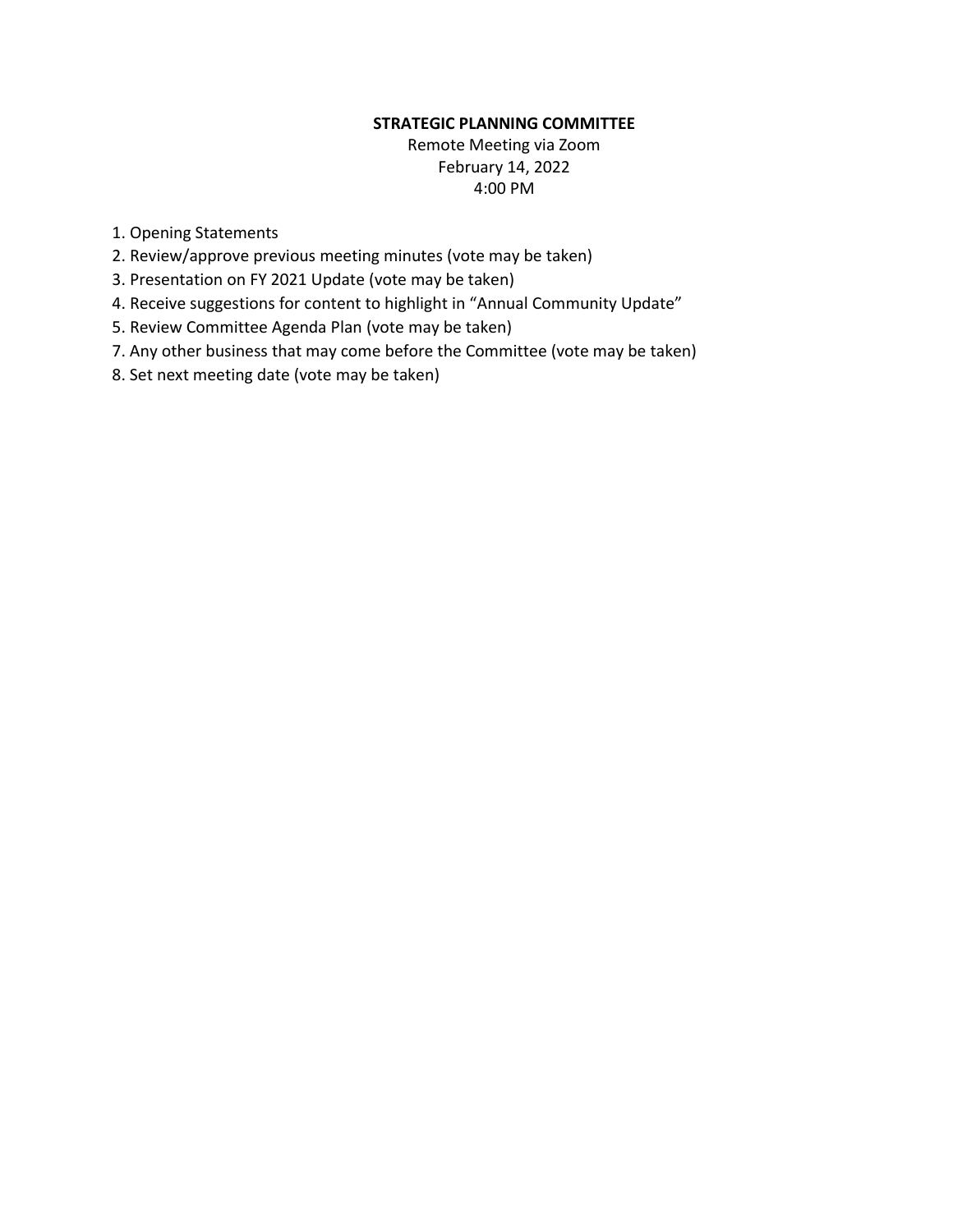**STRATEGIC PLANNING COMMITTEE**

Remote Meeting via Zoom
February 14, 2022
4:00 PM

1. Opening Statements
2. Review/approve previous meeting minutes (vote may be taken)
3. Presentation on FY 2021 Update (vote may be taken)
4. Receive suggestions for content to highlight in "Annual Community Update"
5. Review Committee Agenda Plan (vote may be taken)
7. Any other business that may come before the Committee (vote may be taken)
8. Set next meeting date (vote may be taken)